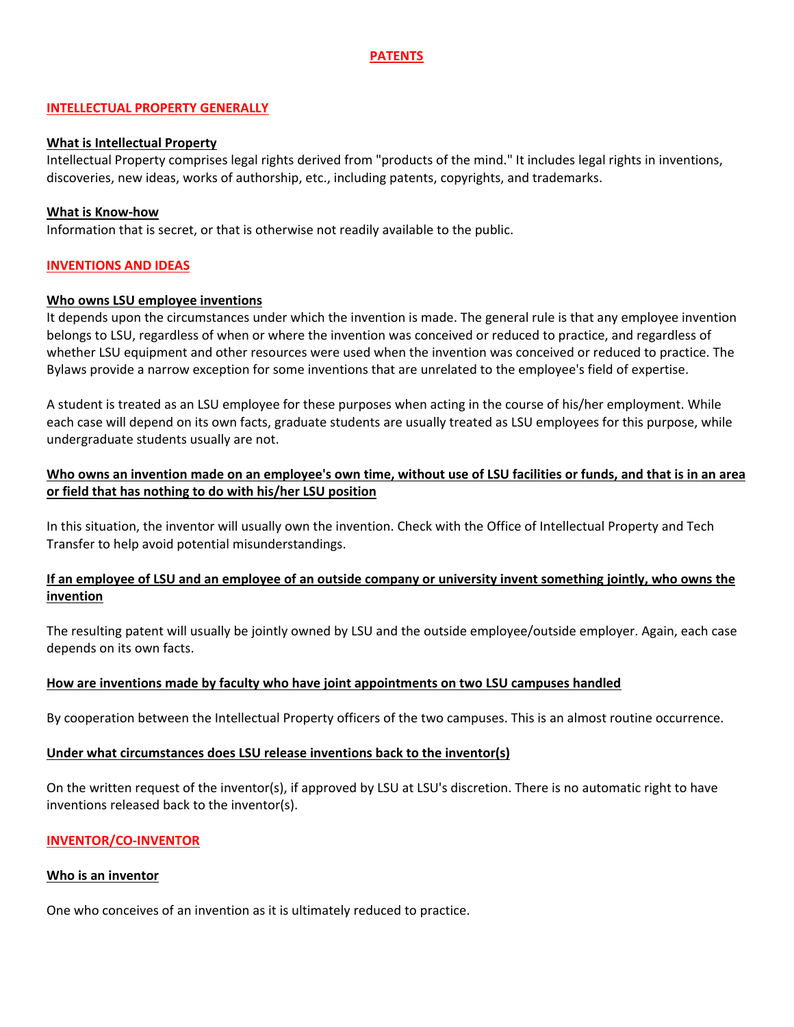# PATENTS

## INTELLECTUAL PROPERTY GENERALLY

### What is Intellectual Property

Intellectual Property comprises legal rights derived from "products of the mind." It includes legal rights in inventions, discoveries, new ideas, works of authorship, etc., including patents, copyrights, and trademarks.

### What is Know-how

Information that is secret, or that is otherwise not readily available to the public.

## INVENTIONS AND IDEAS

### Who owns LSU employee inventions

It depends upon the circumstances under which the invention is made. The general rule is that any employee invention belongs to LSU, regardless of when or where the invention was conceived or reduced to practice, and regardless of whether LSU equipment and other resources were used when the invention was conceived or reduced to practice. The Bylaws provide a narrow exception for some inventions that are unrelated to the employee's field of expertise.

A student is treated as an LSU employee for these purposes when acting in the course of his/her employment. While each case will depend on its own facts, graduate students are usually treated as LSU employees for this purpose, while undergraduate students usually are not.

### Who owns an invention made on an employee's own time, without use of LSU facilities or funds, and that is in an area or field that has nothing to do with his/her LSU position

In this situation, the inventor will usually own the invention. Check with the Office of Intellectual Property and Tech Transfer to help avoid potential misunderstandings.

### If an employee of LSU and an employee of an outside company or university invent something jointly, who owns the invention

The resulting patent will usually be jointly owned by LSU and the outside employee/outside employer. Again, each case depends on its own facts.

### How are inventions made by faculty who have joint appointments on two LSU campuses handled

By cooperation between the Intellectual Property officers of the two campuses. This is an almost routine occurrence.

### Under what circumstances does LSU release inventions back to the inventor(s)

On the written request of the inventor(s), if approved by LSU at LSU's discretion. There is no automatic right to have inventions released back to the inventor(s).

## INVENTOR/CO-INVENTOR

### Who is an inventor

One who conceives of an invention as it is ultimately reduced to practice.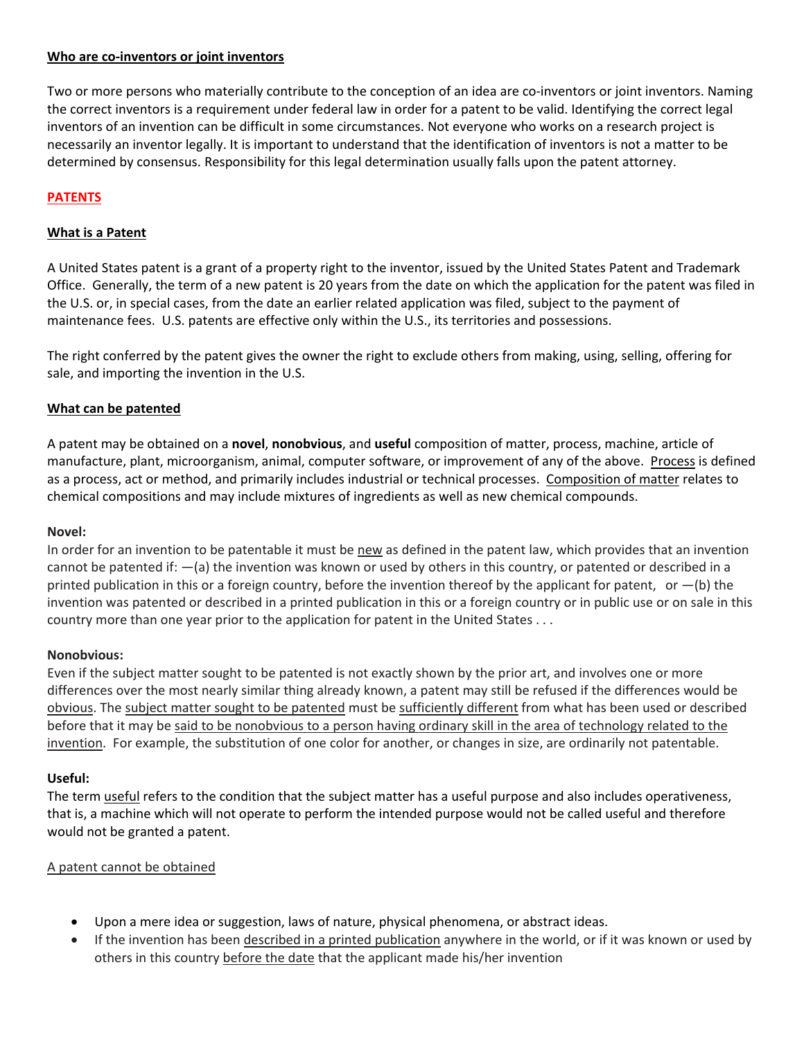**Who are co-inventors or joint inventors**

Two or more persons who materially contribute to the conception of an idea are co-inventors or joint inventors. Naming the correct inventors is a requirement under federal law in order for a patent to be valid. Identifying the correct legal inventors of an invention can be difficult in some circumstances. Not everyone who works on a research project is necessarily an inventor legally. It is important to understand that the identification of inventors is not a matter to be determined by consensus. Responsibility for this legal determination usually falls upon the patent attorney.

## PATENTS

**What is a Patent**

A United States patent is a grant of a property right to the inventor, issued by the United States Patent and Trademark Office. Generally, the term of a new patent is 20 years from the date on which the application for the patent was filed in the U.S. or, in special cases, from the date an earlier related application was filed, subject to the payment of maintenance fees. U.S. patents are effective only within the U.S., its territories and possessions.

The right conferred by the patent gives the owner the right to exclude others from making, using, selling, offering for sale, and importing the invention in the U.S.

**What can be patented**

A patent may be obtained on a **novel**, **nonobvious**, and **useful** composition of matter, process, machine, article of manufacture, plant, microorganism, animal, computer software, or improvement of any of the above. Process is defined as a process, act or method, and primarily includes industrial or technical processes. Composition of matter relates to chemical compositions and may include mixtures of ingredients as well as new chemical compounds.

**Novel:**
In order for an invention to be patentable it must be new as defined in the patent law, which provides that an invention cannot be patented if: —(a) the invention was known or used by others in this country, or patented or described in a printed publication in this or a foreign country, before the invention thereof by the applicant for patent, or —(b) the invention was patented or described in a printed publication in this or a foreign country or in public use or on sale in this country more than one year prior to the application for patent in the United States . . .

**Nonobvious:**
Even if the subject matter sought to be patented is not exactly shown by the prior art, and involves one or more differences over the most nearly similar thing already known, a patent may still be refused if the differences would be obvious. The subject matter sought to be patented must be sufficiently different from what has been used or described before that it may be said to be nonobvious to a person having ordinary skill in the area of technology related to the invention. For example, the substitution of one color for another, or changes in size, are ordinarily not patentable.

**Useful:**
The term useful refers to the condition that the subject matter has a useful purpose and also includes operativeness, that is, a machine which will not operate to perform the intended purpose would not be called useful and therefore would not be granted a patent.

A patent cannot be obtained

- Upon a mere idea or suggestion, laws of nature, physical phenomena, or abstract ideas.
- If the invention has been described in a printed publication anywhere in the world, or if it was known or used by others in this country before the date that the applicant made his/her invention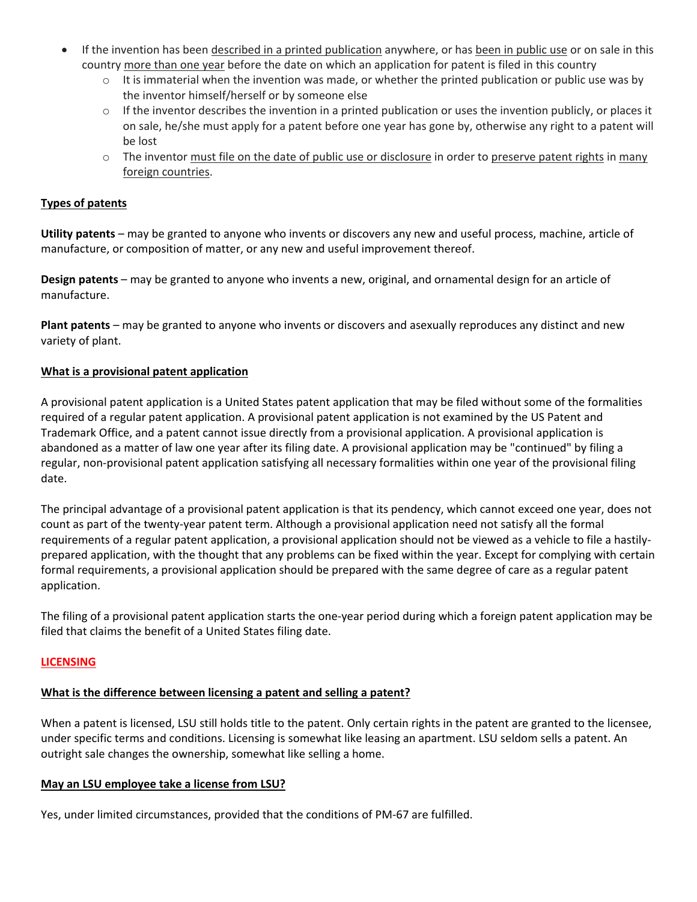- If the invention has been described in a printed publication anywhere, or has been in public use or on sale in this country more than one year before the date on which an application for patent is filed in this country
  - It is immaterial when the invention was made, or whether the printed publication or public use was by the inventor himself/herself or by someone else
  - If the inventor describes the invention in a printed publication or uses the invention publicly, or places it on sale, he/she must apply for a patent before one year has gone by, otherwise any right to a patent will be lost
  - The inventor must file on the date of public use or disclosure in order to preserve patent rights in many foreign countries.

**Types of patents**

**Utility patents** – may be granted to anyone who invents or discovers any new and useful process, machine, article of manufacture, or composition of matter, or any new and useful improvement thereof.

**Design patents** – may be granted to anyone who invents a new, original, and ornamental design for an article of manufacture.

**Plant patents** – may be granted to anyone who invents or discovers and asexually reproduces any distinct and new variety of plant.

**What is a provisional patent application**

A provisional patent application is a United States patent application that may be filed without some of the formalities required of a regular patent application. A provisional patent application is not examined by the US Patent and Trademark Office, and a patent cannot issue directly from a provisional application. A provisional application is abandoned as a matter of law one year after its filing date. A provisional application may be "continued" by filing a regular, non-provisional patent application satisfying all necessary formalities within one year of the provisional filing date.

The principal advantage of a provisional patent application is that its pendency, which cannot exceed one year, does not count as part of the twenty-year patent term. Although a provisional application need not satisfy all the formal requirements of a regular patent application, a provisional application should not be viewed as a vehicle to file a hastily-prepared application, with the thought that any problems can be fixed within the year. Except for complying with certain formal requirements, a provisional application should be prepared with the same degree of care as a regular patent application.

The filing of a provisional patent application starts the one-year period during which a foreign patent application may be filed that claims the benefit of a United States filing date.

## LICENSING

**What is the difference between licensing a patent and selling a patent?**

When a patent is licensed, LSU still holds title to the patent. Only certain rights in the patent are granted to the licensee, under specific terms and conditions. Licensing is somewhat like leasing an apartment. LSU seldom sells a patent. An outright sale changes the ownership, somewhat like selling a home.

**May an LSU employee take a license from LSU?**

Yes, under limited circumstances, provided that the conditions of PM-67 are fulfilled.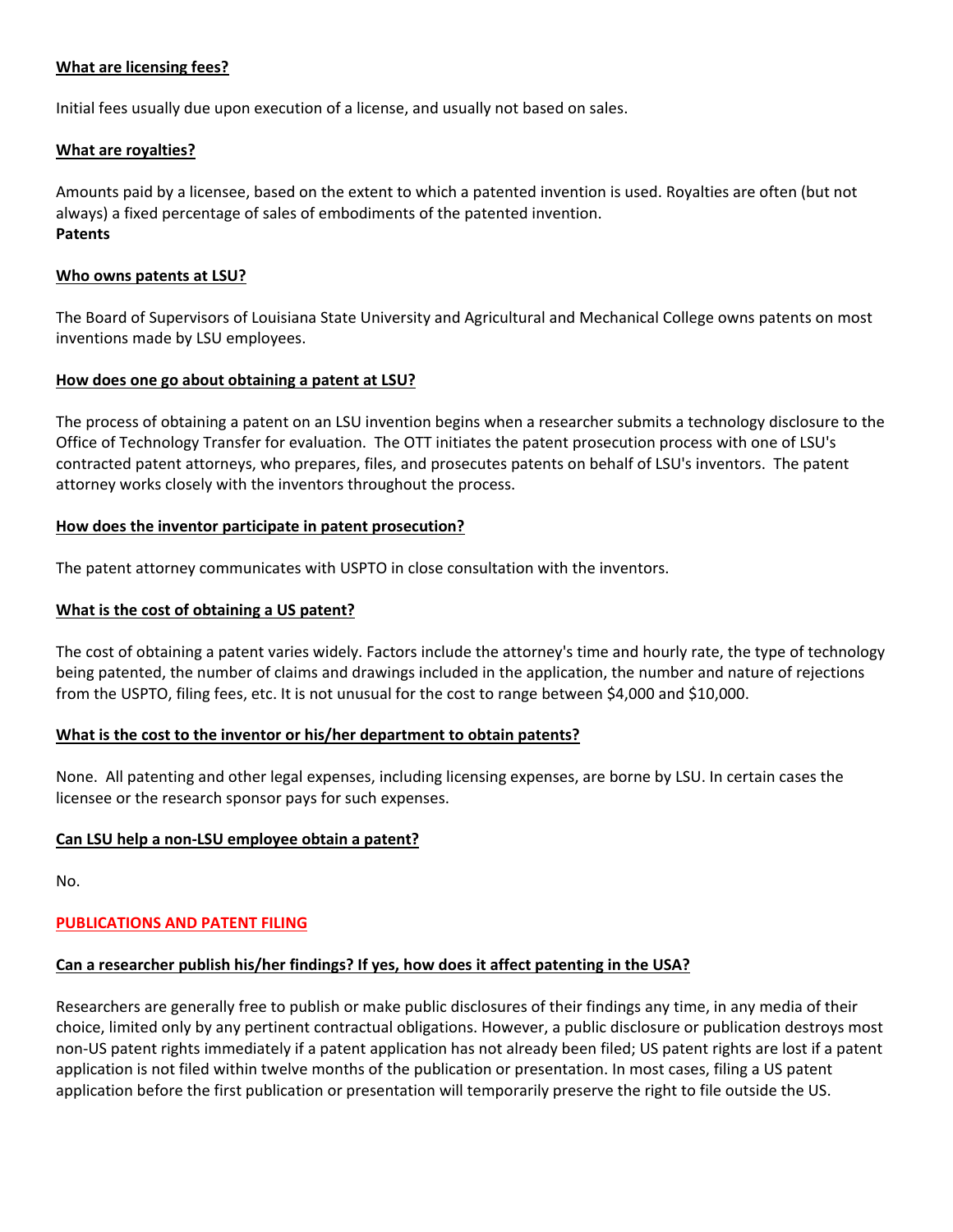**What are licensing fees?**

Initial fees usually due upon execution of a license, and usually not based on sales.

**What are royalties?**

Amounts paid by a licensee, based on the extent to which a patented invention is used. Royalties are often (but not always) a fixed percentage of sales of embodiments of the patented invention.

## Patents

**Who owns patents at LSU?**

The Board of Supervisors of Louisiana State University and Agricultural and Mechanical College owns patents on most inventions made by LSU employees.

**How does one go about obtaining a patent at LSU?**

The process of obtaining a patent on an LSU invention begins when a researcher submits a technology disclosure to the Office of Technology Transfer for evaluation. The OTT initiates the patent prosecution process with one of LSU's contracted patent attorneys, who prepares, files, and prosecutes patents on behalf of LSU's inventors. The patent attorney works closely with the inventors throughout the process.

**How does the inventor participate in patent prosecution?**

The patent attorney communicates with USPTO in close consultation with the inventors.

**What is the cost of obtaining a US patent?**

The cost of obtaining a patent varies widely. Factors include the attorney's time and hourly rate, the type of technology being patented, the number of claims and drawings included in the application, the number and nature of rejections from the USPTO, filing fees, etc. It is not unusual for the cost to range between $4,000 and $10,000.

**What is the cost to the inventor or his/her department to obtain patents?**

None. All patenting and other legal expenses, including licensing expenses, are borne by LSU. In certain cases the licensee or the research sponsor pays for such expenses.

**Can LSU help a non-LSU employee obtain a patent?**

No.

## PUBLICATIONS AND PATENT FILING

**Can a researcher publish his/her findings? If yes, how does it affect patenting in the USA?**

Researchers are generally free to publish or make public disclosures of their findings any time, in any media of their choice, limited only by any pertinent contractual obligations. However, a public disclosure or publication destroys most non-US patent rights immediately if a patent application has not already been filed; US patent rights are lost if a patent application is not filed within twelve months of the publication or presentation. In most cases, filing a US patent application before the first publication or presentation will temporarily preserve the right to file outside the US.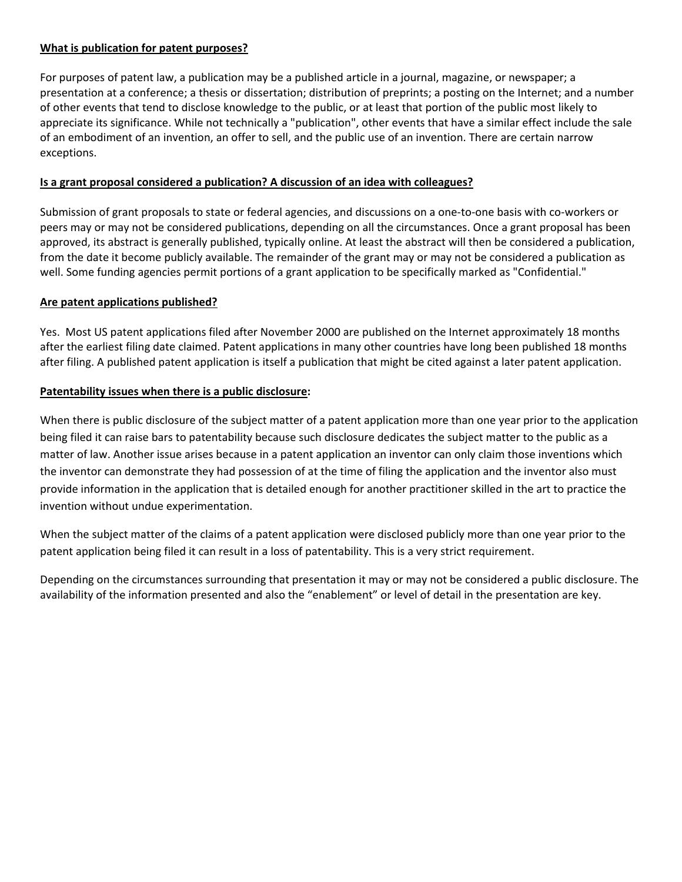**What is publication for patent purposes?**

For purposes of patent law, a publication may be a published article in a journal, magazine, or newspaper; a presentation at a conference; a thesis or dissertation; distribution of preprints; a posting on the Internet; and a number of other events that tend to disclose knowledge to the public, or at least that portion of the public most likely to appreciate its significance. While not technically a "publication", other events that have a similar effect include the sale of an embodiment of an invention, an offer to sell, and the public use of an invention. There are certain narrow exceptions.

**Is a grant proposal considered a publication? A discussion of an idea with colleagues?**

Submission of grant proposals to state or federal agencies, and discussions on a one-to-one basis with co-workers or peers may or may not be considered publications, depending on all the circumstances. Once a grant proposal has been approved, its abstract is generally published, typically online. At least the abstract will then be considered a publication, from the date it become publicly available. The remainder of the grant may or may not be considered a publication as well. Some funding agencies permit portions of a grant application to be specifically marked as "Confidential."

**Are patent applications published?**

Yes. Most US patent applications filed after November 2000 are published on the Internet approximately 18 months after the earliest filing date claimed. Patent applications in many other countries have long been published 18 months after filing. A published patent application is itself a publication that might be cited against a later patent application.

**Patentability issues when there is a public disclosure:**

When there is public disclosure of the subject matter of a patent application more than one year prior to the application being filed it can raise bars to patentability because such disclosure dedicates the subject matter to the public as a matter of law. Another issue arises because in a patent application an inventor can only claim those inventions which the inventor can demonstrate they had possession of at the time of filing the application and the inventor also must provide information in the application that is detailed enough for another practitioner skilled in the art to practice the invention without undue experimentation.

When the subject matter of the claims of a patent application were disclosed publicly more than one year prior to the patent application being filed it can result in a loss of patentability. This is a very strict requirement.

Depending on the circumstances surrounding that presentation it may or may not be considered a public disclosure. The availability of the information presented and also the "enablement" or level of detail in the presentation are key.